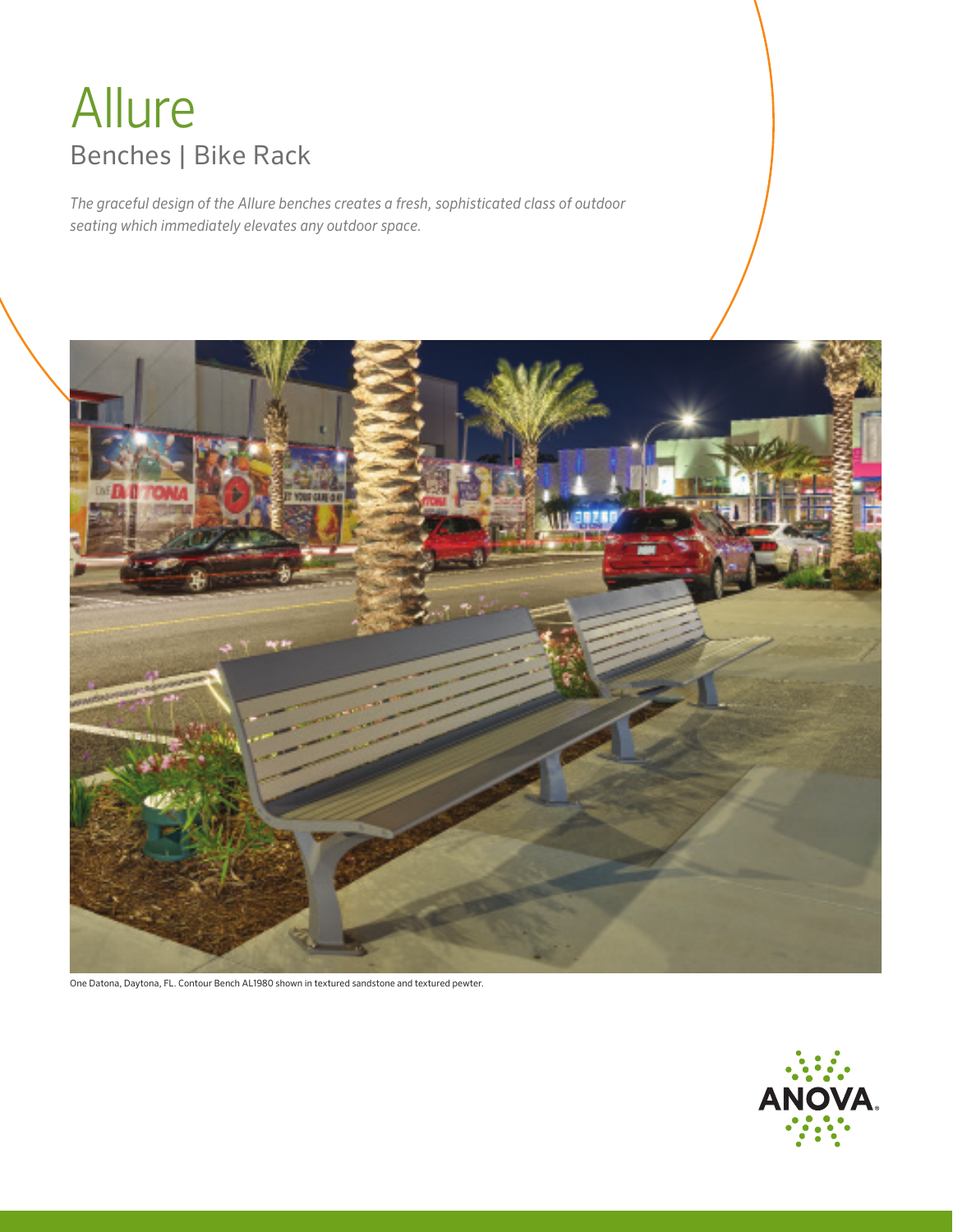# Allure

## Benches | Bike Rack

*The graceful design of the Allure benches creates a fresh, sophisticated class of outdoor seating which immediately elevates any outdoor space.*

One Datona, Daytona, FL. Contour Bench AL1980 shown in textured sandstone and textured pewter.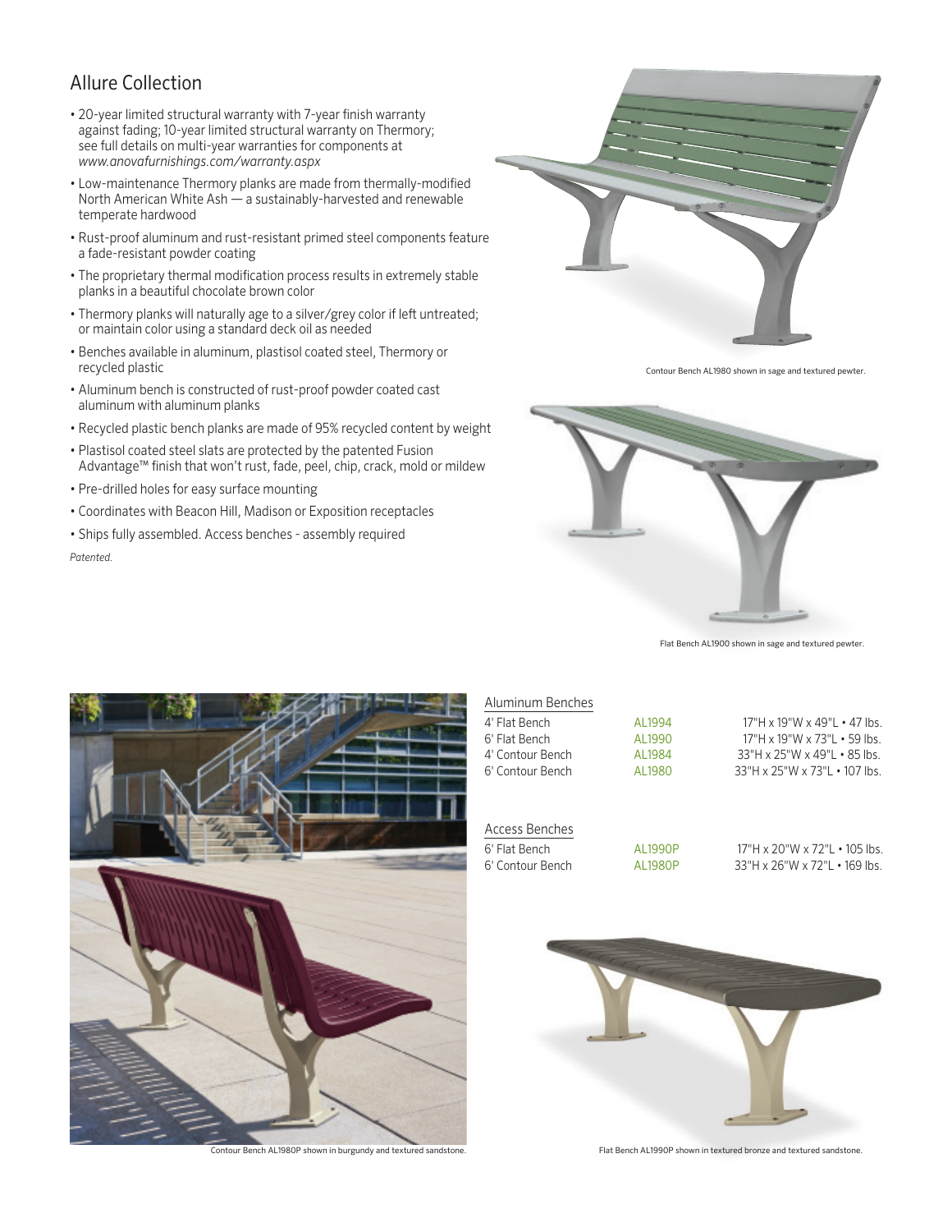## Allure Collection

- 20-year limited structural warranty with 7-year finish warranty against fading; 10-year limited structural warranty on Thermory; see full details on multi-year warranties for components at *www.anovafurnishings.com/warranty.aspx*
- Low-maintenance Thermory planks are made from thermally-modified North American White Ash — a sustainably-harvested and renewable temperate hardwood
- Rust-proof aluminum and rust-resistant primed steel components feature a fade-resistant powder coating
- The proprietary thermal modification process results in extremely stable planks in a beautiful chocolate brown color
- Thermory planks will naturally age to a silver/grey color if left untreated; or maintain color using a standard deck oil as needed
- Benches available in aluminum, plastisol coated steel, Thermory or recycled plastic
- Aluminum bench is constructed of rust-proof powder coated cast aluminum with aluminum planks
- Recycled plastic bench planks are made of 95% recycled content by weight
- Plastisol coated steel slats are protected by the patented Fusion Advantage™ finish that won't rust, fade, peel, chip, crack, mold or mildew
- Pre-drilled holes for easy surface mounting
- Coordinates with Beacon Hill, Madison or Exposition receptacles
- Ships fully assembled. Access benches - assembly required

*Patented.*

Contour Bench AL1980 shown in sage and textured pewter.

Flat Bench AL1900 shown in sage and textured pewter.

### Aluminum Benches

| Product | Model | Dimensions • Weight |
|---|---|---|
| 4' Flat Bench | AL1994 | 17"H x 19"W x 49"L • 47 lbs. |
| 6' Flat Bench | AL1990 | 17"H x 19"W x 73"L • 59 lbs. |
| 4' Contour Bench | AL1984 | 33"H x 25"W x 49"L • 85 lbs. |
| 6' Contour Bench | AL1980 | 33"H x 25"W x 73"L • 107 lbs. |

### Access Benches

| Product | Model | Dimensions • Weight |
|---|---|---|
| 6' Flat Bench | AL1990P | 17"H x 20"W x 72"L • 105 lbs. |
| 6' Contour Bench | AL1980P | 33"H x 26"W x 72"L • 169 lbs. |

Contour Bench AL1980P shown in burgundy and textured sandstone.

Flat Bench AL1990P shown in textured bronze and textured sandstone.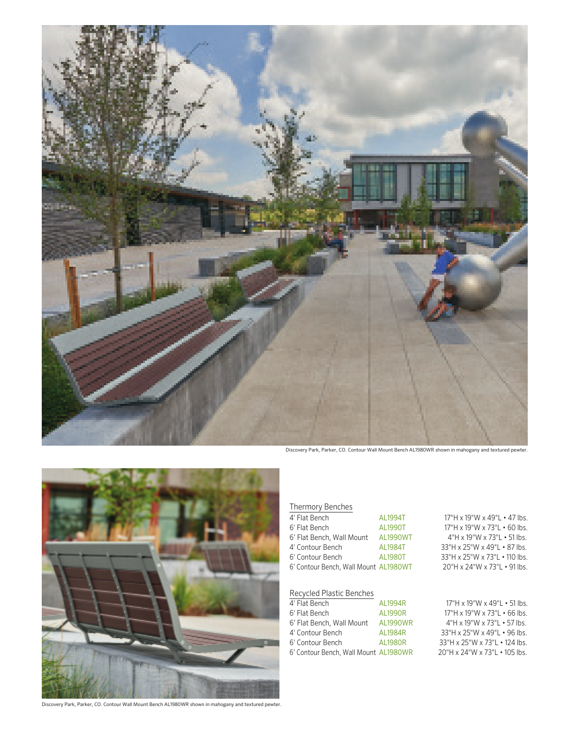Discovery Park, Parker, CO. Contour Wall Mount Bench AL1980WR shown in mahogany and textured pewter.

Discovery Park, Parker, CO. Contour Wall Mount Bench AL1980WR shown in mahogany and textured pewter.

## Thermory Benches

| Model | Part No. | Dimensions / Weight |
|---|---|---|
| 4' Flat Bench | AL1994T | 17"H x 19"W x 49"L • 47 lbs. |
| 6' Flat Bench | AL1990T | 17"H x 19"W x 73"L • 60 lbs. |
| 6' Flat Bench, Wall Mount | AL1990WT | 4"H x 19"W x 73"L • 51 lbs. |
| 4' Contour Bench | AL1984T | 33"H x 25"W x 49"L • 87 lbs. |
| 6' Contour Bench | AL1980T | 33"H x 25"W x 73"L • 110 lbs. |
| 6' Contour Bench, Wall Mount | AL1980WT | 20"H x 24"W x 73"L • 91 lbs. |

## Recycled Plastic Benches

| Model | Part No. | Dimensions / Weight |
|---|---|---|
| 4' Flat Bench | AL1994R | 17"H x 19"W x 49"L • 51 lbs. |
| 6' Flat Bench | AL1990R | 17"H x 19"W x 73"L • 66 lbs. |
| 6' Flat Bench, Wall Mount | AL1990WR | 4"H x 19"W x 73"L • 57 lbs. |
| 4' Contour Bench | AL1984R | 33"H x 25"W x 49"L • 96 lbs. |
| 6' Contour Bench | AL1980R | 33"H x 25"W x 73"L • 124 lbs. |
| 6' Contour Bench, Wall Mount | AL1980WR | 20"H x 24"W x 73"L • 105 lbs. |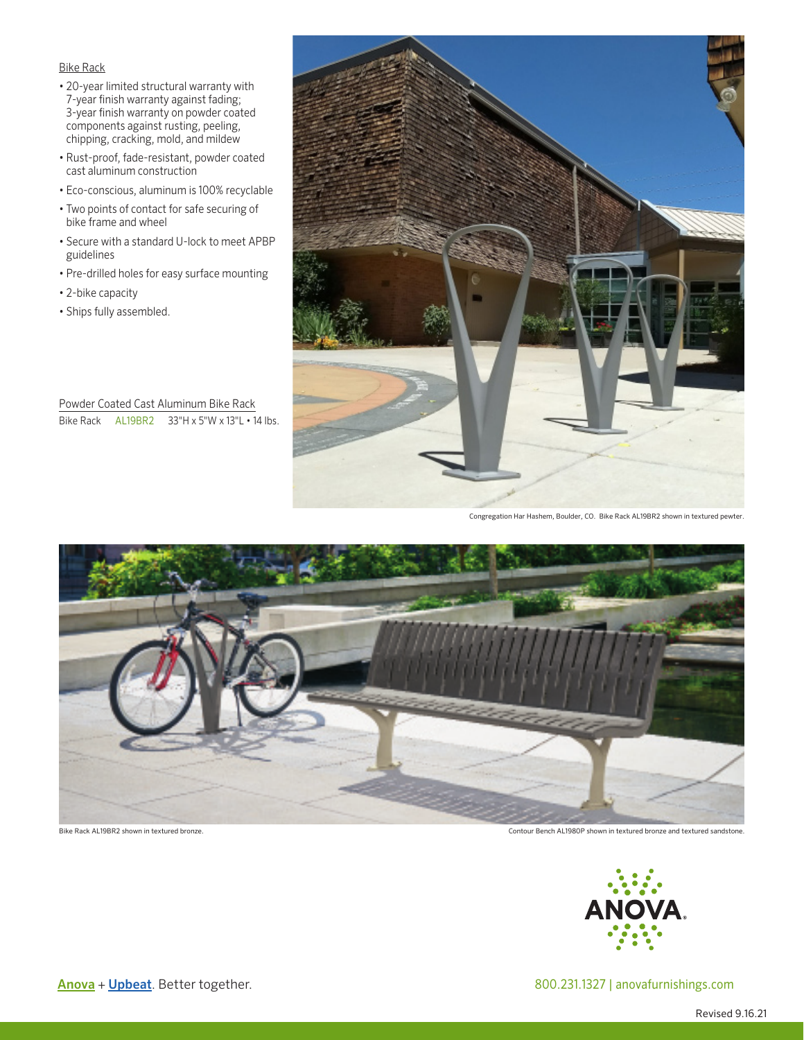Bike Rack

- 20-year limited structural warranty with 7-year finish warranty against fading; 3-year finish warranty on powder coated components against rusting, peeling, chipping, cracking, mold, and mildew
- Rust-proof, fade-resistant, powder coated cast aluminum construction
- Eco-conscious, aluminum is 100% recyclable
- Two points of contact for safe securing of bike frame and wheel
- Secure with a standard U-lock to meet APBP guidelines
- Pre-drilled holes for easy surface mounting
- 2-bike capacity
- Ships fully assembled.

Powder Coated Cast Aluminum Bike Rack

Bike Rack AL19BR2 33"H x 5"W x 13"L • 14 lbs.

Congregation Har Hashem, Boulder, CO. Bike Rack AL19BR2 shown in textured pewter.

Bike Rack AL19BR2 shown in textured bronze.

Contour Bench AL1980P shown in textured bronze and textured sandstone.

ANOVA

Anova + Upbeat. Better together.

800.231.1327 | anovafurnishings.com

Revised 9.16.21